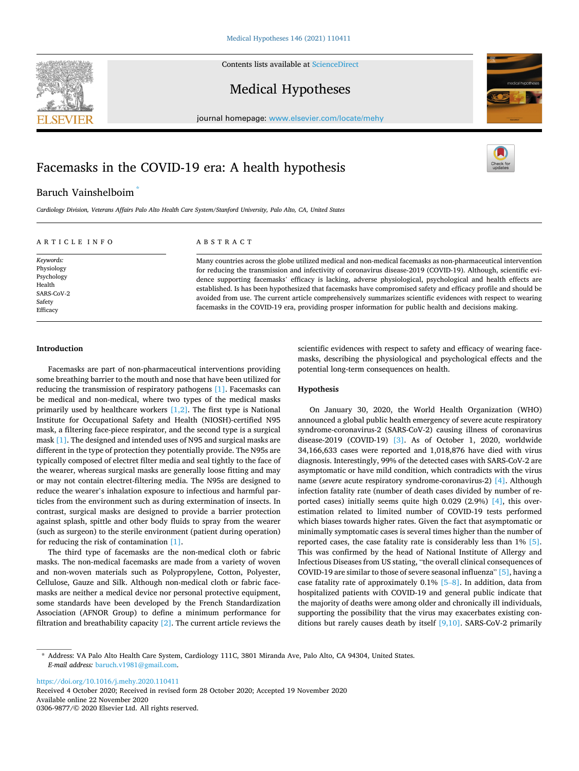# Facemasks in the COVID-19 era: A health hypothesis

Baruch Vainshelboim *

*Cardiology Division, Veterans Affairs Palo Alto Health Care System/Stanford University, Palo Alto, CA, United States*

## ARTICLE INFO

*Keywords:*
Physiology
Psychology
Health
SARS-CoV-2
Safety
Efficacy

## ABSTRACT

Many countries across the globe utilized medical and non-medical facemasks as non-pharmaceutical intervention for reducing the transmission and infectivity of coronavirus disease-2019 (COVID-19). Although, scientific evidence supporting facemasks' efficacy is lacking, adverse physiological, psychological and health effects are established. Is has been hypothesized that facemasks have compromised safety and efficacy profile and should be avoided from use. The current article comprehensively summarizes scientific evidences with respect to wearing facemasks in the COVID-19 era, providing prosper information for public health and decisions making.

## Introduction

Facemasks are part of non-pharmaceutical interventions providing some breathing barrier to the mouth and nose that have been utilized for reducing the transmission of respiratory pathogens [1]. Facemasks can be medical and non-medical, where two types of the medical masks primarily used by healthcare workers [1,2]. The first type is National Institute for Occupational Safety and Health (NIOSH)-certified N95 mask, a filtering face-piece respirator, and the second type is a surgical mask [1]. The designed and intended uses of N95 and surgical masks are different in the type of protection they potentially provide. The N95s are typically composed of electret filter media and seal tightly to the face of the wearer, whereas surgical masks are generally loose fitting and may or may not contain electret-filtering media. The N95s are designed to reduce the wearer's inhalation exposure to infectious and harmful particles from the environment such as during extermination of insects. In contrast, surgical masks are designed to provide a barrier protection against splash, spittle and other body fluids to spray from the wearer (such as surgeon) to the sterile environment (patient during operation) for reducing the risk of contamination [1].

The third type of facemasks are the non-medical cloth or fabric masks. The non-medical facemasks are made from a variety of woven and non-woven materials such as Polypropylene, Cotton, Polyester, Cellulose, Gauze and Silk. Although non-medical cloth or fabric facemasks are neither a medical device nor personal protective equipment, some standards have been developed by the French Standardization Association (AFNOR Group) to define a minimum performance for filtration and breathability capacity [2]. The current article reviews the scientific evidences with respect to safety and efficacy of wearing facemasks, describing the physiological and psychological effects and the potential long-term consequences on health.

## Hypothesis

On January 30, 2020, the World Health Organization (WHO) announced a global public health emergency of severe acute respiratory syndrome-coronavirus-2 (SARS-CoV-2) causing illness of coronavirus disease-2019 (COVID-19) [3]. As of October 1, 2020, worldwide 34,166,633 cases were reported and 1,018,876 have died with virus diagnosis. Interestingly, 99% of the detected cases with SARS-CoV-2 are asymptomatic or have mild condition, which contradicts with the virus name (*severe* acute respiratory syndrome-coronavirus-2) [4]. Although infection fatality rate (number of death cases divided by number of reported cases) initially seems quite high 0.029 (2.9%) [4], this overestimation related to limited number of COVID-19 tests performed which biases towards higher rates. Given the fact that asymptomatic or minimally symptomatic cases is several times higher than the number of reported cases, the case fatality rate is considerably less than 1% [5]. This was confirmed by the head of National Institute of Allergy and Infectious Diseases from US stating, "the overall clinical consequences of COVID-19 are similar to those of severe seasonal influenza" [5], having a case fatality rate of approximately 0.1% [5–8]. In addition, data from hospitalized patients with COVID-19 and general public indicate that the majority of deaths were among older and chronically ill individuals, supporting the possibility that the virus may exacerbates existing conditions but rarely causes death by itself [9,10]. SARS-CoV-2 primarily

---

* Address: VA Palo Alto Health Care System, Cardiology 111C, 3801 Miranda Ave, Palo Alto, CA 94304, United States.
*E-mail address:* baruch.v1981@gmail.com.

https://doi.org/10.1016/j.mehy.2020.110411
Received 4 October 2020; Received in revised form 28 October 2020; Accepted 19 November 2020
Available online 22 November 2020
0306-9877/© 2020 Elsevier Ltd. All rights reserved.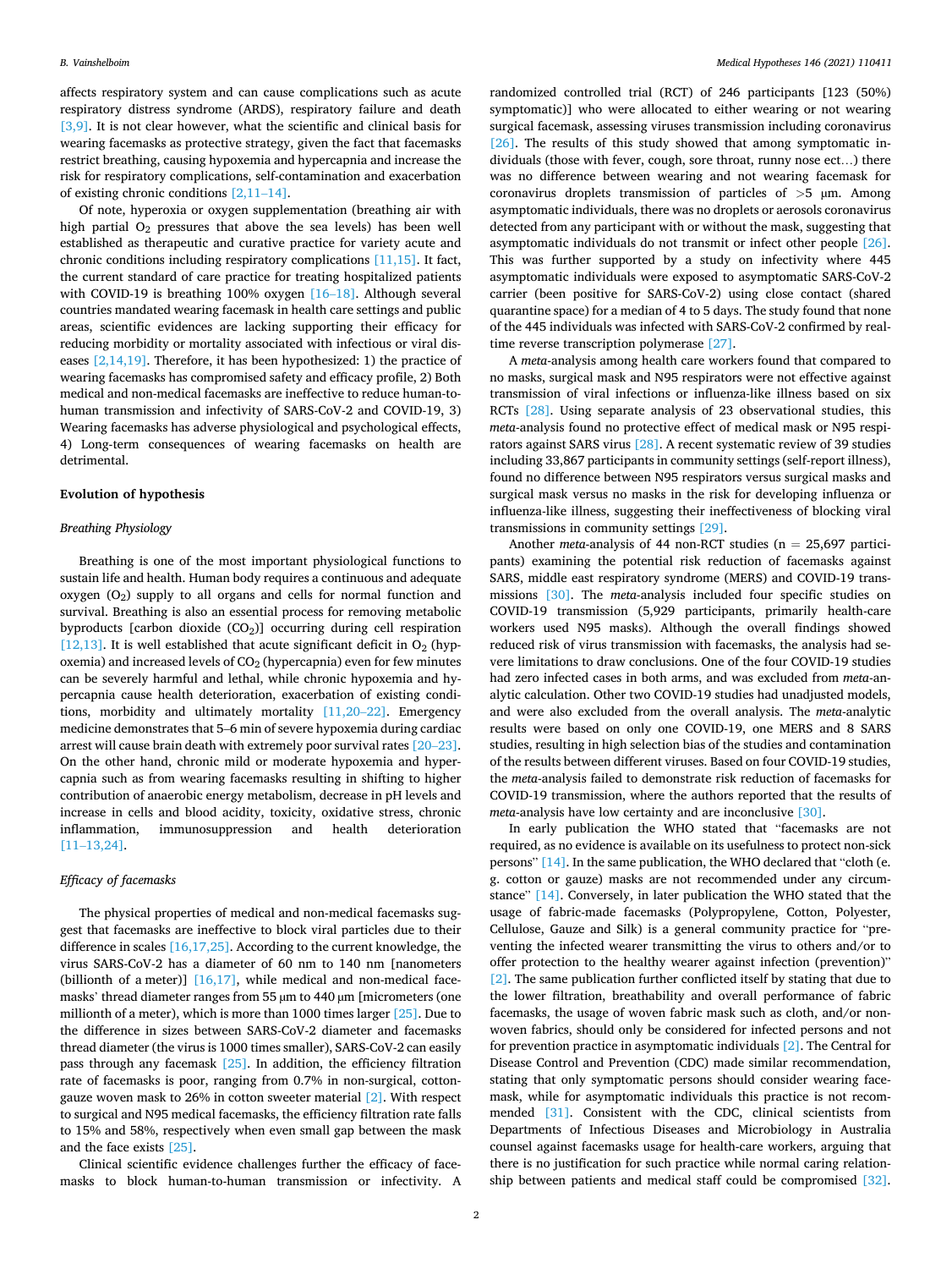affects respiratory system and can cause complications such as acute respiratory distress syndrome (ARDS), respiratory failure and death [3,9]. It is not clear however, what the scientific and clinical basis for wearing facemasks as protective strategy, given the fact that facemasks restrict breathing, causing hypoxemia and hypercapnia and increase the risk for respiratory complications, self-contamination and exacerbation of existing chronic conditions [2,11–14].

Of note, hyperoxia or oxygen supplementation (breathing air with high partial $O_2$ pressures that above the sea levels) has been well established as therapeutic and curative practice for variety acute and chronic conditions including respiratory complications [11,15]. It fact, the current standard of care practice for treating hospitalized patients with COVID-19 is breathing 100% oxygen [16–18]. Although several countries mandated wearing facemask in health care settings and public areas, scientific evidences are lacking supporting their efficacy for reducing morbidity or mortality associated with infectious or viral diseases [2,14,19]. Therefore, it has been hypothesized: 1) the practice of wearing facemasks has compromised safety and efficacy profile, 2) Both medical and non-medical facemasks are ineffective to reduce human-to-human transmission and infectivity of SARS-CoV-2 and COVID-19, 3) Wearing facemasks has adverse physiological and psychological effects, 4) Long-term consequences of wearing facemasks on health are detrimental.

## Evolution of hypothesis

### *Breathing Physiology*

Breathing is one of the most important physiological functions to sustain life and health. Human body requires a continuous and adequate oxygen ($O_2$) supply to all organs and cells for normal function and survival. Breathing is also an essential process for removing metabolic byproducts [carbon dioxide ($CO_2$)] occurring during cell respiration [12,13]. It is well established that acute significant deficit in $O_2$ (hypoxemia) and increased levels of $CO_2$ (hypercapnia) even for few minutes can be severely harmful and lethal, while chronic hypoxemia and hypercapnia cause health deterioration, exacerbation of existing conditions, morbidity and ultimately mortality [11,20–22]. Emergency medicine demonstrates that 5–6 min of severe hypoxemia during cardiac arrest will cause brain death with extremely poor survival rates [20–23]. On the other hand, chronic mild or moderate hypoxemia and hypercapnia such as from wearing facemasks resulting in shifting to higher contribution of anaerobic energy metabolism, decrease in pH levels and increase in cells and blood acidity, toxicity, oxidative stress, chronic inflammation, immunosuppression and health deterioration [11–13,24].

### *Efficacy of facemasks*

The physical properties of medical and non-medical facemasks suggest that facemasks are ineffective to block viral particles due to their difference in scales [16,17,25]. According to the current knowledge, the virus SARS-CoV-2 has a diameter of 60 nm to 140 nm [nanometers (billionth of a meter)] [16,17], while medical and non-medical facemasks' thread diameter ranges from 55 µm to 440 µm [micrometers (one millionth of a meter), which is more than 1000 times larger [25]. Due to the difference in sizes between SARS-CoV-2 diameter and facemasks thread diameter (the virus is 1000 times smaller), SARS-CoV-2 can easily pass through any facemask [25]. In addition, the efficiency filtration rate of facemasks is poor, ranging from 0.7% in non-surgical, cotton-gauze woven mask to 26% in cotton sweeter material [2]. With respect to surgical and N95 medical facemasks, the efficiency filtration rate falls to 15% and 58%, respectively when even small gap between the mask and the face exists [25].

Clinical scientific evidence challenges further the efficacy of facemasks to block human-to-human transmission or infectivity. A randomized controlled trial (RCT) of 246 participants [123 (50%) symptomatic)] who were allocated to either wearing or not wearing surgical facemask, assessing viruses transmission including coronavirus [26]. The results of this study showed that among symptomatic individuals (those with fever, cough, sore throat, runny nose ect…) there was no difference between wearing and not wearing facemask for coronavirus droplets transmission of particles of >5 µm. Among asymptomatic individuals, there was no droplets or aerosols coronavirus detected from any participant with or without the mask, suggesting that asymptomatic individuals do not transmit or infect other people [26]. This was further supported by a study on infectivity where 445 asymptomatic individuals were exposed to asymptomatic SARS-CoV-2 carrier (been positive for SARS-CoV-2) using close contact (shared quarantine space) for a median of 4 to 5 days. The study found that none of the 445 individuals was infected with SARS-CoV-2 confirmed by real-time reverse transcription polymerase [27].

A *meta*-analysis among health care workers found that compared to no masks, surgical mask and N95 respirators were not effective against transmission of viral infections or influenza-like illness based on six RCTs [28]. Using separate analysis of 23 observational studies, this *meta*-analysis found no protective effect of medical mask or N95 respirators against SARS virus [28]. A recent systematic review of 39 studies including 33,867 participants in community settings (self-report illness), found no difference between N95 respirators versus surgical masks and surgical mask versus no masks in the risk for developing influenza or influenza-like illness, suggesting their ineffectiveness of blocking viral transmissions in community settings [29].

Another *meta*-analysis of 44 non-RCT studies (n = 25,697 participants) examining the potential risk reduction of facemasks against SARS, middle east respiratory syndrome (MERS) and COVID-19 transmissions [30]. The *meta*-analysis included four specific studies on COVID-19 transmission (5,929 participants, primarily health-care workers used N95 masks). Although the overall findings showed reduced risk of virus transmission with facemasks, the analysis had severe limitations to draw conclusions. One of the four COVID-19 studies had zero infected cases in both arms, and was excluded from *meta*-analytic calculation. Other two COVID-19 studies had unadjusted models, and were also excluded from the overall analysis. The *meta*-analytic results were based on only one COVID-19, one MERS and 8 SARS studies, resulting in high selection bias of the studies and contamination of the results between different viruses. Based on four COVID-19 studies, the *meta*-analysis failed to demonstrate risk reduction of facemasks for COVID-19 transmission, where the authors reported that the results of *meta*-analysis have low certainty and are inconclusive [30].

In early publication the WHO stated that "facemasks are not required, as no evidence is available on its usefulness to protect non-sick persons" [14]. In the same publication, the WHO declared that "cloth (e.g. cotton or gauze) masks are not recommended under any circumstance" [14]. Conversely, in later publication the WHO stated that the usage of fabric-made facemasks (Polypropylene, Cotton, Polyester, Cellulose, Gauze and Silk) is a general community practice for "preventing the infected wearer transmitting the virus to others and/or to offer protection to the healthy wearer against infection (prevention)" [2]. The same publication further conflicted itself by stating that due to the lower filtration, breathability and overall performance of fabric facemasks, the usage of woven fabric mask such as cloth, and/or non-woven fabrics, should only be considered for infected persons and not for prevention practice in asymptomatic individuals [2]. The Central for Disease Control and Prevention (CDC) made similar recommendation, stating that only symptomatic persons should consider wearing facemask, while for asymptomatic individuals this practice is not recommended [31]. Consistent with the CDC, clinical scientists from Departments of Infectious Diseases and Microbiology in Australia counsel against facemasks usage for health-care workers, arguing that there is no justification for such practice while normal caring relationship between patients and medical staff could be compromised [32].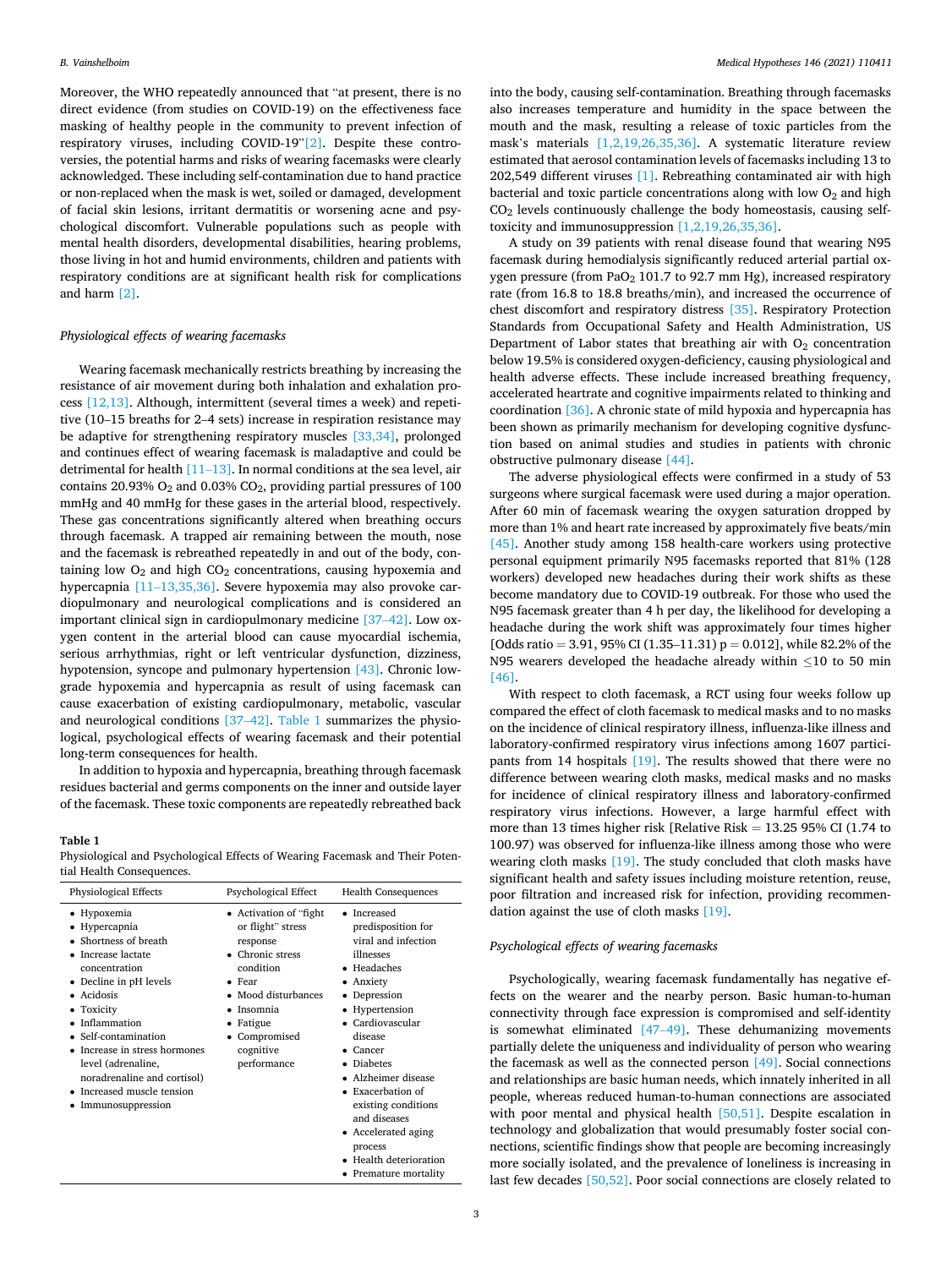Moreover, the WHO repeatedly announced that "at present, there is no direct evidence (from studies on COVID-19) on the effectiveness face masking of healthy people in the community to prevent infection of respiratory viruses, including COVID-19"[2]. Despite these controversies, the potential harms and risks of wearing facemasks were clearly acknowledged. These including self-contamination due to hand practice or non-replaced when the mask is wet, soiled or damaged, development of facial skin lesions, irritant dermatitis or worsening acne and psychological discomfort. Vulnerable populations such as people with mental health disorders, developmental disabilities, hearing problems, those living in hot and humid environments, children and patients with respiratory conditions are at significant health risk for complications and harm [2].

### *Physiological effects of wearing facemasks*

Wearing facemask mechanically restricts breathing by increasing the resistance of air movement during both inhalation and exhalation process [12,13]. Although, intermittent (several times a week) and repetitive (10–15 breaths for 2–4 sets) increase in respiration resistance may be adaptive for strengthening respiratory muscles [33,34], prolonged and continues effect of wearing facemask is maladaptive and could be detrimental for health [11–13]. In normal conditions at the sea level, air contains 20.93% $O_2$ and 0.03% $CO_2$, providing partial pressures of 100 mmHg and 40 mmHg for these gases in the arterial blood, respectively. These gas concentrations significantly altered when breathing occurs through facemask. A trapped air remaining between the mouth, nose and the facemask is rebreathed repeatedly in and out of the body, containing low $O_2$ and high $CO_2$ concentrations, causing hypoxemia and hypercapnia [11–13,35,36]. Severe hypoxemia may also provoke cardiopulmonary and neurological complications and is considered an important clinical sign in cardiopulmonary medicine [37–42]. Low oxygen content in the arterial blood can cause myocardial ischemia, serious arrhythmias, right or left ventricular dysfunction, dizziness, hypotension, syncope and pulmonary hypertension [43]. Chronic low-grade hypoxemia and hypercapnia as result of using facemask can cause exacerbation of existing cardiopulmonary, metabolic, vascular and neurological conditions [37–42]. Table 1 summarizes the physiological, psychological effects of wearing facemask and their potential long-term consequences for health.

In addition to hypoxia and hypercapnia, breathing through facemask residues bacterial and germs components on the inner and outside layer of the facemask. These toxic components are repeatedly rebreathed back into the body, causing self-contamination. Breathing through facemasks also increases temperature and humidity in the space between the mouth and the mask, resulting a release of toxic particles from the mask's materials [1,2,19,26,35,36]. A systematic literature review estimated that aerosol contamination levels of facemasks including 13 to 202,549 different viruses [1]. Rebreathing contaminated air with high bacterial and toxic particle concentrations along with low $O_2$ and high $CO_2$ levels continuously challenge the body homeostasis, causing self-toxicity and immunosuppression [1,2,19,26,35,36].

**Table 1**
Physiological and Psychological Effects of Wearing Facemask and Their Potential Health Consequences.

| Physiological Effects | Psychological Effect | Health Consequences |
|---|---|---|
| • Hypoxemia<br>• Hypercapnia<br>• Shortness of breath<br>• Increase lactate concentration<br>• Decline in pH levels<br>• Acidosis<br>• Toxicity<br>• Inflammation<br>• Self-contamination<br>• Increase in stress hormones level (adrenaline, noradrenaline and cortisol)<br>• Increased muscle tension<br>• Immunosuppression | • Activation of "fight or flight" stress response<br>• Chronic stress condition<br>• Fear<br>• Mood disturbances<br>• Insomnia<br>• Fatigue<br>• Compromised cognitive performance | • Increased predisposition for viral and infection illnesses<br>• Headaches<br>• Anxiety<br>• Depression<br>• Hypertension<br>• Cardiovascular disease<br>• Cancer<br>• Diabetes<br>• Alzheimer disease<br>• Exacerbation of existing conditions and diseases<br>• Accelerated aging process<br>• Health deterioration<br>• Premature mortality |

A study on 39 patients with renal disease found that wearing N95 facemask during hemodialysis significantly reduced arterial partial oxygen pressure (from $PaO_2$ 101.7 to 92.7 mm Hg), increased respiratory rate (from 16.8 to 18.8 breaths/min), and increased the occurrence of chest discomfort and respiratory distress [35]. Respiratory Protection Standards from Occupational Safety and Health Administration, US Department of Labor states that breathing air with $O_2$ concentration below 19.5% is considered oxygen-deficiency, causing physiological and health adverse effects. These include increased breathing frequency, accelerated heartrate and cognitive impairments related to thinking and coordination [36]. A chronic state of mild hypoxia and hypercapnia has been shown as primarily mechanism for developing cognitive dysfunction based on animal studies and studies in patients with chronic obstructive pulmonary disease [44].

The adverse physiological effects were confirmed in a study of 53 surgeons where surgical facemask were used during a major operation. After 60 min of facemask wearing the oxygen saturation dropped by more than 1% and heart rate increased by approximately five beats/min [45]. Another study among 158 health-care workers using protective personal equipment primarily N95 facemasks reported that 81% (128 workers) developed new headaches during their work shifts as these become mandatory due to COVID-19 outbreak. For those who used the N95 facemask greater than 4 h per day, the likelihood for developing a headache during the work shift was approximately four times higher [Odds ratio = 3.91, 95% CI (1.35–11.31) $p = 0.012$], while 82.2% of the N95 wearers developed the headache already within ≤10 to 50 min [46].

With respect to cloth facemask, a RCT using four weeks follow up compared the effect of cloth facemask to medical masks and to no masks on the incidence of clinical respiratory illness, influenza-like illness and laboratory-confirmed respiratory virus infections among 1607 participants from 14 hospitals [19]. The results showed that there were no difference between wearing cloth masks, medical masks and no masks for incidence of clinical respiratory illness and laboratory-confirmed respiratory virus infections. However, a large harmful effect with more than 13 times higher risk [Relative Risk = 13.25 95% CI (1.74 to 100.97) was observed for influenza-like illness among those who were wearing cloth masks [19]. The study concluded that cloth masks have significant health and safety issues including moisture retention, reuse, poor filtration and increased risk for infection, providing recommendation against the use of cloth masks [19].

### *Psychological effects of wearing facemasks*

Psychologically, wearing facemask fundamentally has negative effects on the wearer and the nearby person. Basic human-to-human connectivity through face expression is compromised and self-identity is somewhat eliminated [47–49]. These dehumanizing movements partially delete the uniqueness and individuality of person who wearing the facemask as well as the connected person [49]. Social connections and relationships are basic human needs, which innately inherited in all people, whereas reduced human-to-human connections are associated with poor mental and physical health [50,51]. Despite escalation in technology and globalization that would presumably foster social connections, scientific findings show that people are becoming increasingly more socially isolated, and the prevalence of loneliness is increasing in last few decades [50,52]. Poor social connections are closely related to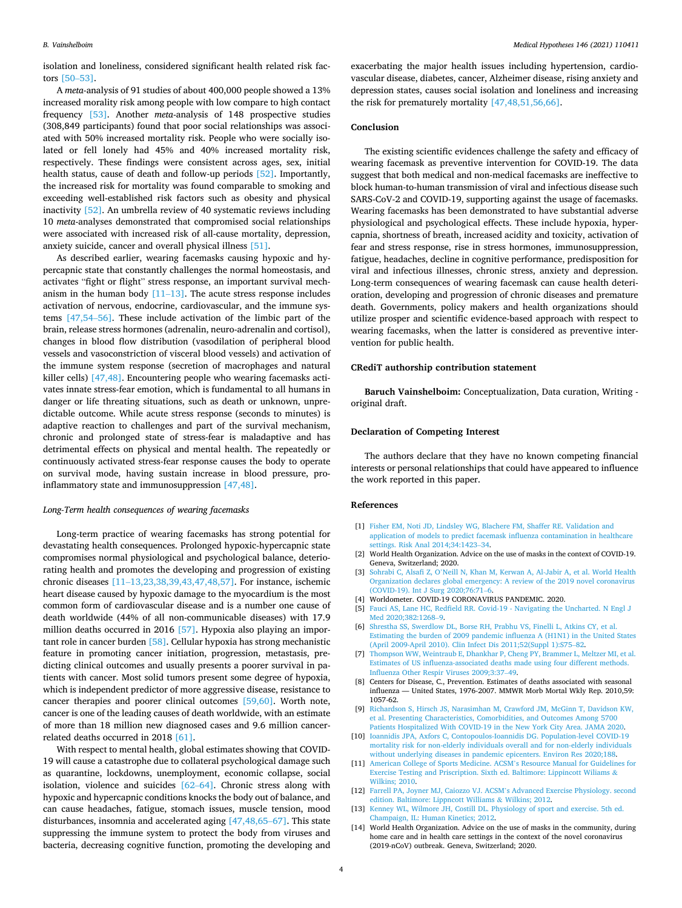isolation and loneliness, considered significant health related risk factors [50–53].

A *meta*-analysis of 91 studies of about 400,000 people showed a 13% increased morality risk among people with low compare to high contact frequency [53]. Another *meta*-analysis of 148 prospective studies (308,849 participants) found that poor social relationships was associated with 50% increased mortality risk. People who were socially isolated or fell lonely had 45% and 40% increased mortality risk, respectively. These findings were consistent across ages, sex, initial health status, cause of death and follow-up periods [52]. Importantly, the increased risk for mortality was found comparable to smoking and exceeding well-established risk factors such as obesity and physical inactivity [52]. An umbrella review of 40 systematic reviews including 10 *meta*-analyses demonstrated that compromised social relationships were associated with increased risk of all-cause mortality, depression, anxiety suicide, cancer and overall physical illness [51].

As described earlier, wearing facemasks causing hypoxic and hypercapnic state that constantly challenges the normal homeostasis, and activates "fight or flight" stress response, an important survival mechanism in the human body [11–13]. The acute stress response includes activation of nervous, endocrine, cardiovascular, and the immune systems [47,54–56]. These include activation of the limbic part of the brain, release stress hormones (adrenalin, neuro-adrenalin and cortisol), changes in blood flow distribution (vasodilation of peripheral blood vessels and vasoconstriction of visceral blood vessels) and activation of the immune system response (secretion of macrophages and natural killer cells) [47,48]. Encountering people who wearing facemasks activates innate stress-fear emotion, which is fundamental to all humans in danger or life threating situations, such as death or unknown, unpredictable outcome. While acute stress response (seconds to minutes) is adaptive reaction to challenges and part of the survival mechanism, chronic and prolonged state of stress-fear is maladaptive and has detrimental effects on physical and mental health. The repeatedly or continuously activated stress-fear response causes the body to operate on survival mode, having sustain increase in blood pressure, pro-inflammatory state and immunosuppression [47,48].

### *Long-Term health consequences of wearing facemasks*

Long-term practice of wearing facemasks has strong potential for devastating health consequences. Prolonged hypoxic-hypercapnic state compromises normal physiological and psychological balance, deteriorating health and promotes the developing and progression of existing chronic diseases [11–13,23,38,39,43,47,48,57]. For instance, ischemic heart disease caused by hypoxic damage to the myocardium is the most common form of cardiovascular disease and is a number one cause of death worldwide (44% of all non-communicable diseases) with 17.9 million deaths occurred in 2016 [57]. Hypoxia also playing an important role in cancer burden [58]. Cellular hypoxia has strong mechanistic feature in promoting cancer initiation, progression, metastasis, predicting clinical outcomes and usually presents a poorer survival in patients with cancer. Most solid tumors present some degree of hypoxia, which is independent predictor of more aggressive disease, resistance to cancer therapies and poorer clinical outcomes [59,60]. Worth note, cancer is one of the leading causes of death worldwide, with an estimate of more than 18 million new diagnosed cases and 9.6 million cancer-related deaths occurred in 2018 [61].

With respect to mental health, global estimates showing that COVID-19 will cause a catastrophe due to collateral psychological damage such as quarantine, lockdowns, unemployment, economic collapse, social isolation, violence and suicides [62–64]. Chronic stress along with hypoxic and hypercapnic conditions knocks the body out of balance, and can cause headaches, fatigue, stomach issues, muscle tension, mood disturbances, insomnia and accelerated aging [47,48,65–67]. This state suppressing the immune system to protect the body from viruses and bacteria, decreasing cognitive function, promoting the developing and exacerbating the major health issues including hypertension, cardiovascular disease, diabetes, cancer, Alzheimer disease, rising anxiety and depression states, causes social isolation and loneliness and increasing the risk for prematurely mortality [47,48,51,56,66].

## Conclusion

The existing scientific evidences challenge the safety and efficacy of wearing facemask as preventive intervention for COVID-19. The data suggest that both medical and non-medical facemasks are ineffective to block human-to-human transmission of viral and infectious disease such SARS-CoV-2 and COVID-19, supporting against the usage of facemasks. Wearing facemasks has been demonstrated to have substantial adverse physiological and psychological effects. These include hypoxia, hypercapnia, shortness of breath, increased acidity and toxicity, activation of fear and stress response, rise in stress hormones, immunosuppression, fatigue, headaches, decline in cognitive performance, predisposition for viral and infectious illnesses, chronic stress, anxiety and depression. Long-term consequences of wearing facemask can cause health deterioration, developing and progression of chronic diseases and premature death. Governments, policy makers and health organizations should utilize prosper and scientific evidence-based approach with respect to wearing facemasks, when the latter is considered as preventive intervention for public health.

## CRediT authorship contribution statement

**Baruch Vainshelboim:** Conceptualization, Data curation, Writing - original draft.

## Declaration of Competing Interest

The authors declare that they have no known competing financial interests or personal relationships that could have appeared to influence the work reported in this paper.

## References

[1] Fisher EM, Noti JD, Lindsley WG, Blachere FM, Shaffer RE. Validation and application of models to predict facemask influenza contamination in healthcare settings. Risk Anal 2014;34:1423–34.

[2] World Health Organization. Advice on the use of masks in the context of COVID-19. Geneva, Switzerland; 2020.

[3] Sohrabi C, Alsafi Z, O'Neill N, Khan M, Kerwan A, Al-Jabir A, et al. World Health Organization declares global emergency: A review of the 2019 novel coronavirus (COVID-19). Int J Surg 2020;76:71–6.

[4] Worldometer. COVID-19 CORONAVIRUS PANDEMIC. 2020.

[5] Fauci AS, Lane HC, Redfield RR. Covid-19 - Navigating the Uncharted. N Engl J Med 2020;382:1268–9.

[6] Shrestha SS, Swerdlow DL, Borse RH, Prabhu VS, Finelli L, Atkins CY, et al. Estimating the burden of 2009 pandemic influenza A (H1N1) in the United States (April 2009-April 2010). Clin Infect Dis 2011;52(Suppl 1):S75–82.

[7] Thompson WW, Weintraub E, Dhankhar P, Cheng PY, Brammer L, Meltzer MI, et al. Estimates of US influenza-associated deaths made using four different methods. Influenza Other Respir Viruses 2009;3:37–49.

[8] Centers for Disease, C., Prevention. Estimates of deaths associated with seasonal influenza — United States, 1976-2007. MMWR Morb Mortal Wkly Rep. 2010,59: 1057-62.

[9] Richardson S, Hirsch JS, Narasimhan M, Crawford JM, McGinn T, Davidson KW, et al. Presenting Characteristics, Comorbidities, and Outcomes Among 5700 Patients Hospitalized With COVID-19 in the New York City Area. JAMA 2020.

[10] Ioannidis JPA, Axfors C, Contopoulos-Ioannidis DG. Population-level COVID-19 mortality risk for non-elderly individuals overall and for non-elderly individuals without underlying diseases in pandemic epicenters. Environ Res 2020;188.

[11] American College of Sports Medicine. ACSM's Resource Manual for Guidelines for Exercise Testing and Prescription. Sixth ed. Baltimore: Lippincott Wiliams & Wilkins; 2010.

[12] Farrell PA, Joyner MJ, Caiozzo VJ. ACSM's Advanced Exercise Physiology. second edition. Baltimore: Lippncott Williams & Wilkins; 2012.

[13] Kenney WL, Wilmore JH, Costill DL. Physiology of sport and exercise. 5th ed. Champaign, IL: Human Kinetics; 2012.

[14] World Health Organization. Advice on the use of masks in the community, during home care and in health care settings in the context of the novel coronavirus (2019-nCoV) outbreak. Geneva, Switzerland; 2020.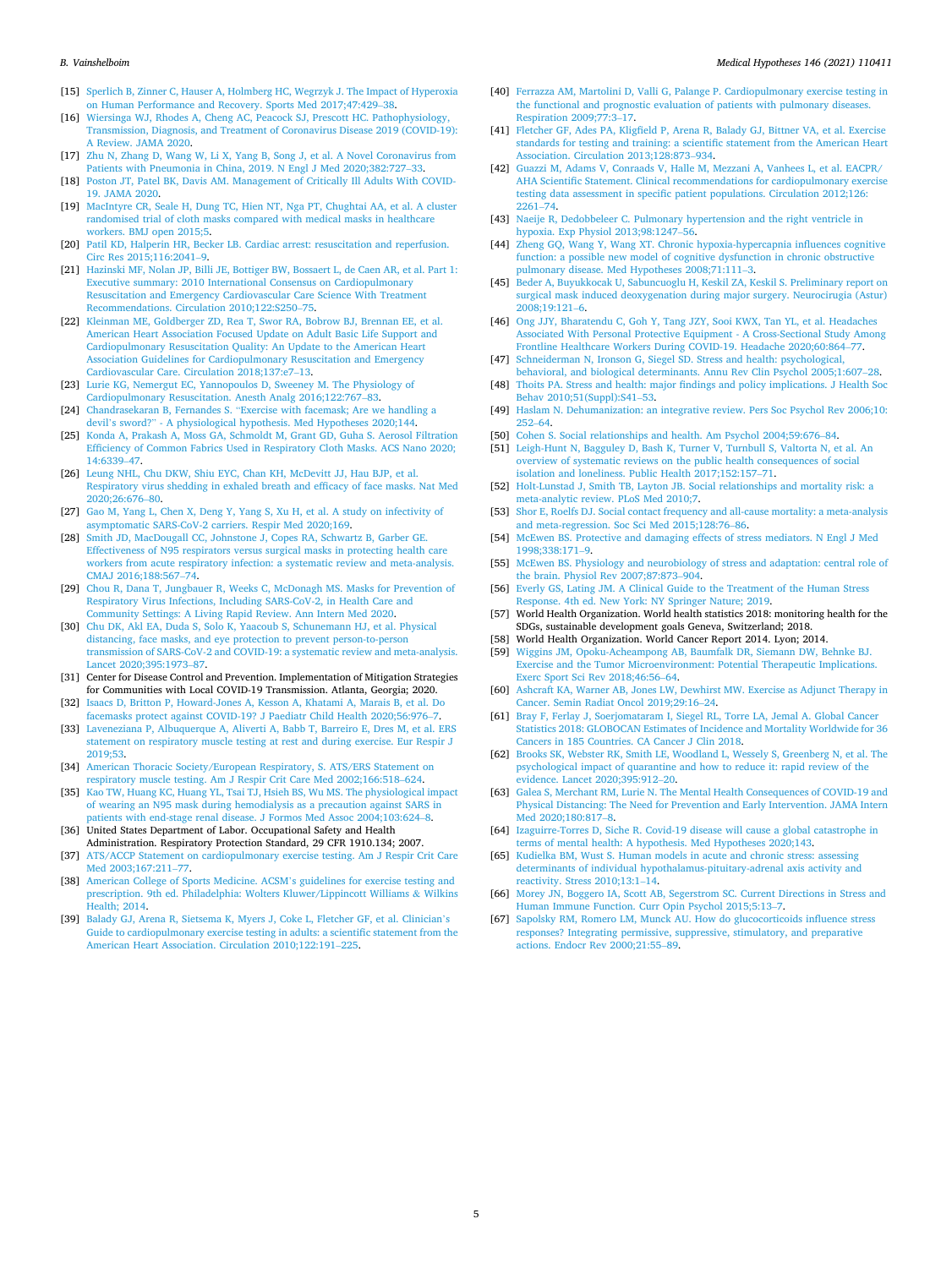[15] Sperlich B, Zinner C, Hauser A, Holmberg HC, Wegrzyk J. The Impact of Hyperoxia on Human Performance and Recovery. Sports Med 2017;47:429–38.

[16] Wiersinga WJ, Rhodes A, Cheng AC, Peacock SJ, Prescott HC. Pathophysiology, Transmission, Diagnosis, and Treatment of Coronavirus Disease 2019 (COVID-19): A Review. JAMA 2020.

[17] Zhu N, Zhang D, Wang W, Li X, Yang B, Song J, et al. A Novel Coronavirus from Patients with Pneumonia in China, 2019. N Engl J Med 2020;382:727–33.

[18] Poston JT, Patel BK, Davis AM. Management of Critically Ill Adults With COVID-19. JAMA 2020.

[19] MacIntyre CR, Seale H, Dung TC, Hien NT, Nga PT, Chughtai AA, et al. A cluster randomised trial of cloth masks compared with medical masks in healthcare workers. BMJ open 2015;5.

[20] Patil KD, Halperin HR, Becker LB. Cardiac arrest: resuscitation and reperfusion. Circ Res 2015;116:2041–9.

[21] Hazinski MF, Nolan JP, Billi JE, Bottiger BW, Bossaert L, de Caen AR, et al. Part 1: Executive summary: 2010 International Consensus on Cardiopulmonary Resuscitation and Emergency Cardiovascular Care Science With Treatment Recommendations. Circulation 2010;122:S250–75.

[22] Kleinman ME, Goldberger ZD, Rea T, Swor RA, Bobrow BJ, Brennan EE, et al. American Heart Association Focused Update on Adult Basic Life Support and Cardiopulmonary Resuscitation Quality: An Update to the American Heart Association Guidelines for Cardiopulmonary Resuscitation and Emergency Cardiovascular Care. Circulation 2018;137:e7–13.

[23] Lurie KG, Nemergut EC, Yannopoulos D, Sweeney M. The Physiology of Cardiopulmonary Resuscitation. Anesth Analg 2016;122:767–83.

[24] Chandrasekaran B, Fernandes S. "Exercise with facemask; Are we handling a devil's sword?" - A physiological hypothesis. Med Hypotheses 2020;144.

[25] Konda A, Prakash A, Moss GA, Schmoldt M, Grant GD, Guha S. Aerosol Filtration Efficiency of Common Fabrics Used in Respiratory Cloth Masks. ACS Nano 2020; 14:6339–47.

[26] Leung NHL, Chu DKW, Shiu EYC, Chan KH, McDevitt JJ, Hau BJP, et al. Respiratory virus shedding in exhaled breath and efficacy of face masks. Nat Med 2020;26:676–80.

[27] Gao M, Yang L, Chen X, Deng Y, Yang S, Xu H, et al. A study on infectivity of asymptomatic SARS-CoV-2 carriers. Respir Med 2020;169.

[28] Smith JD, MacDougall CC, Johnstone J, Copes RA, Schwartz B, Garber GE. Effectiveness of N95 respirators versus surgical masks in protecting health care workers from acute respiratory infection: a systematic review and meta-analysis. CMAJ 2016;188:567–74.

[29] Chou R, Dana T, Jungbauer R, Weeks C, McDonagh MS. Masks for Prevention of Respiratory Virus Infections, Including SARS-CoV-2, in Health Care and Community Settings: A Living Rapid Review. Ann Intern Med 2020.

[30] Chu DK, Akl EA, Duda S, Solo K, Yaacoub S, Schunemann HJ, et al. Physical distancing, face masks, and eye protection to prevent person-to-person transmission of SARS-CoV-2 and COVID-19: a systematic review and meta-analysis. Lancet 2020;395:1973–87.

[31] Center for Disease Control and Prevention. Implementation of Mitigation Strategies for Communities with Local COVID-19 Transmission. Atlanta, Georgia; 2020.

[32] Isaacs D, Britton P, Howard-Jones A, Kesson A, Khatami A, Marais B, et al. Do facemasks protect against COVID-19? J Paediatr Child Health 2020;56:976–7.

[33] Laveneziana P, Albuquerque A, Aliverti A, Babb T, Barreiro E, Dres M, et al. ERS statement on respiratory muscle testing at rest and during exercise. Eur Respir J 2019;53.

[34] American Thoracic Society/European Respiratory, S. ATS/ERS Statement on respiratory muscle testing. Am J Respir Crit Care Med 2002;166:518–624.

[35] Kao TW, Huang KC, Huang YL, Tsai TJ, Hsieh BS, Wu MS. The physiological impact of wearing an N95 mask during hemodialysis as a precaution against SARS in patients with end-stage renal disease. J Formos Med Assoc 2004;103:624–8.

[36] United States Department of Labor. Occupational Safety and Health Administration. Respiratory Protection Standard, 29 CFR 1910.134; 2007.

[37] ATS/ACCP Statement on cardiopulmonary exercise testing. Am J Respir Crit Care Med 2003;167:211–77.

[38] American College of Sports Medicine. ACSM's guidelines for exercise testing and prescription. 9th ed. Philadelphia: Wolters Kluwer/Lippincott Williams & Wilkins Health; 2014.

[39] Balady GJ, Arena R, Sietsema K, Myers J, Coke L, Fletcher GF, et al. Clinician's Guide to cardiopulmonary exercise testing in adults: a scientific statement from the American Heart Association. Circulation 2010;122:191–225.

[40] Ferrazza AM, Martolini D, Valli G, Palange P. Cardiopulmonary exercise testing in the functional and prognostic evaluation of patients with pulmonary diseases. Respiration 2009;77:3–17.

[41] Fletcher GF, Ades PA, Kligfield P, Arena R, Balady GJ, Bittner VA, et al. Exercise standards for testing and training: a scientific statement from the American Heart Association. Circulation 2013;128:873–934.

[42] Guazzi M, Adams V, Conraads V, Halle M, Mezzani A, Vanhees L, et al. EACPR/AHA Scientific Statement. Clinical recommendations for cardiopulmonary exercise testing data assessment in specific patient populations. Circulation 2012;126: 2261–74.

[43] Naeije R, Dedobbeleer C. Pulmonary hypertension and the right ventricle in hypoxia. Exp Physiol 2013;98:1247–56.

[44] Zheng GQ, Wang Y, Wang XT. Chronic hypoxia-hypercapnia influences cognitive function: a possible new model of cognitive dysfunction in chronic obstructive pulmonary disease. Med Hypotheses 2008;71:111–3.

[45] Beder A, Buyukkocak U, Sabuncuoglu H, Keskil ZA, Keskil S. Preliminary report on surgical mask induced deoxygenation during major surgery. Neurocirugia (Astur) 2008;19:121–6.

[46] Ong JJY, Bharatendu C, Goh Y, Tang JZY, Sooi KWX, Tan YL, et al. Headaches Associated With Personal Protective Equipment - A Cross-Sectional Study Among Frontline Healthcare Workers During COVID-19. Headache 2020;60:864–77.

[47] Schneiderman N, Ironson G, Siegel SD. Stress and health: psychological, behavioral, and biological determinants. Annu Rev Clin Psychol 2005;1:607–28.

[48] Thoits PA. Stress and health: major findings and policy implications. J Health Soc Behav 2010;51(Suppl):S41–53.

[49] Haslam N. Dehumanization: an integrative review. Pers Soc Psychol Rev 2006;10: 252–64.

[50] Cohen S. Social relationships and health. Am Psychol 2004;59:676–84.

[51] Leigh-Hunt N, Bagguley D, Bash K, Turner V, Turnbull S, Valtorta N, et al. An overview of systematic reviews on the public health consequences of social isolation and loneliness. Public Health 2017;152:157–71.

[52] Holt-Lunstad J, Smith TB, Layton JB. Social relationships and mortality risk: a meta-analytic review. PLoS Med 2010;7.

[53] Shor E, Roelfs DJ. Social contact frequency and all-cause mortality: a meta-analysis and meta-regression. Soc Sci Med 2015;128:76–86.

[54] McEwen BS. Protective and damaging effects of stress mediators. N Engl J Med 1998;338:171–9.

[55] McEwen BS. Physiology and neurobiology of stress and adaptation: central role of the brain. Physiol Rev 2007;87:873–904.

[56] Everly GS, Lating JM. A Clinical Guide to the Treatment of the Human Stress Response. 4th ed. New York: NY Springer Nature; 2019.

[57] World Health Organization. World health statistics 2018: monitoring health for the SDGs, sustainable development goals Geneva, Switzerland; 2018.

[58] World Health Organization. World Cancer Report 2014. Lyon; 2014.

[59] Wiggins JM, Opoku-Acheampong AB, Baumfalk DR, Siemann DW, Behnke BJ. Exercise and the Tumor Microenvironment: Potential Therapeutic Implications. Exerc Sport Sci Rev 2018;46:56–64.

[60] Ashcraft KA, Warner AB, Jones LW, Dewhirst MW. Exercise as Adjunct Therapy in Cancer. Semin Radiat Oncol 2019;29:16–24.

[61] Bray F, Ferlay J, Soerjomataram I, Siegel RL, Torre LA, Jemal A. Global Cancer Statistics 2018: GLOBOCAN Estimates of Incidence and Mortality Worldwide for 36 Cancers in 185 Countries. CA Cancer J Clin 2018.

[62] Brooks SK, Webster RK, Smith LE, Woodland L, Wessely S, Greenberg N, et al. The psychological impact of quarantine and how to reduce it: rapid review of the evidence. Lancet 2020;395:912–20.

[63] Galea S, Merchant RM, Lurie N. The Mental Health Consequences of COVID-19 and Physical Distancing: The Need for Prevention and Early Intervention. JAMA Intern Med 2020;180:817–8.

[64] Izaguirre-Torres D, Siche R. Covid-19 disease will cause a global catastrophe in terms of mental health: A hypothesis. Med Hypotheses 2020;143.

[65] Kudielka BM, Wust S. Human models in acute and chronic stress: assessing determinants of individual hypothalamus-pituitary-adrenal axis activity and reactivity. Stress 2010;13:1–14.

[66] Morey JN, Boggero IA, Scott AB, Segerstrom SC. Current Directions in Stress and Human Immune Function. Curr Opin Psychol 2015;5:13–7.

[67] Sapolsky RM, Romero LM, Munck AU. How do glucocorticoids influence stress responses? Integrating permissive, suppressive, stimulatory, and preparative actions. Endocr Rev 2000;21:55–89.